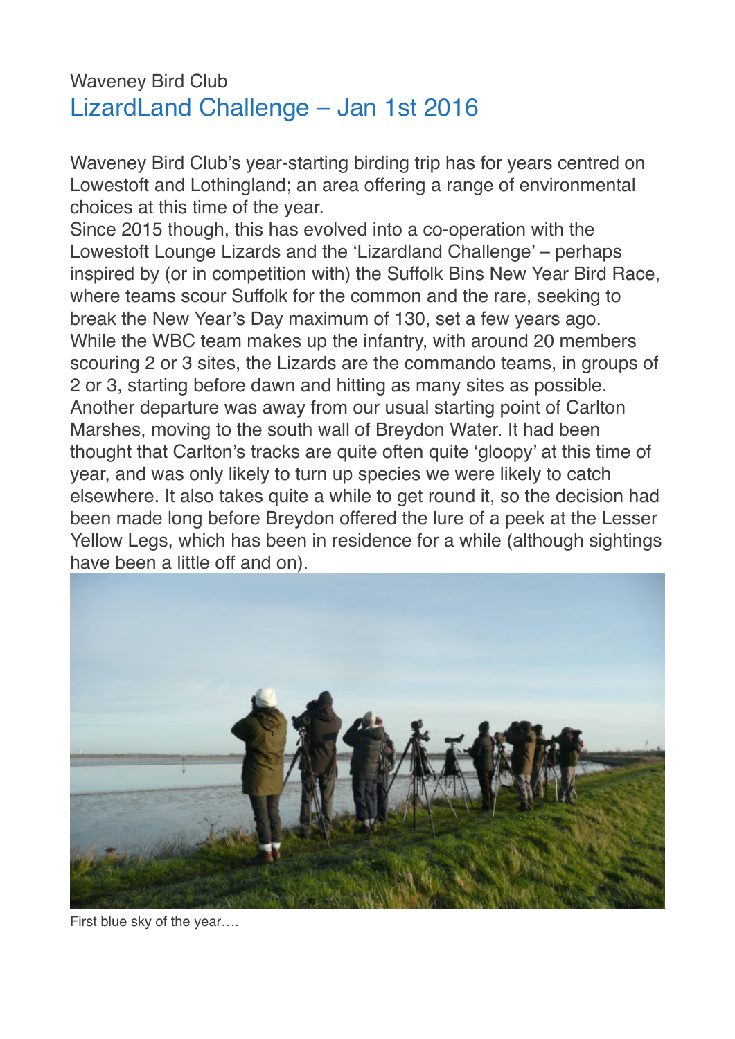Waveney Bird Club

# LizardLand Challenge – Jan 1st 2016

Waveney Bird Club's year-starting birding trip has for years centred on Lowestoft and Lothingland; an area offering a range of environmental choices at this time of the year.
Since 2015 though, this has evolved into a co-operation with the Lowestoft Lounge Lizards and the 'Lizardland Challenge' – perhaps inspired by (or in competition with) the Suffolk Bins New Year Bird Race, where teams scour Suffolk for the common and the rare, seeking to break the New Year's Day maximum of 130, set a few years ago.
While the WBC team makes up the infantry, with around 20 members scouring 2 or 3 sites, the Lizards are the commando teams, in groups of 2 or 3, starting before dawn and hitting as many sites as possible.
Another departure was away from our usual starting point of Carlton Marshes, moving to the south wall of Breydon Water. It had been thought that Carlton's tracks are quite often quite 'gloopy' at this time of year, and was only likely to turn up species we were likely to catch elsewhere. It also takes quite a while to get round it, so the decision had been made long before Breydon offered the lure of a peek at the Lesser Yellow Legs, which has been in residence for a while (although sightings have been a little off and on).

First blue sky of the year….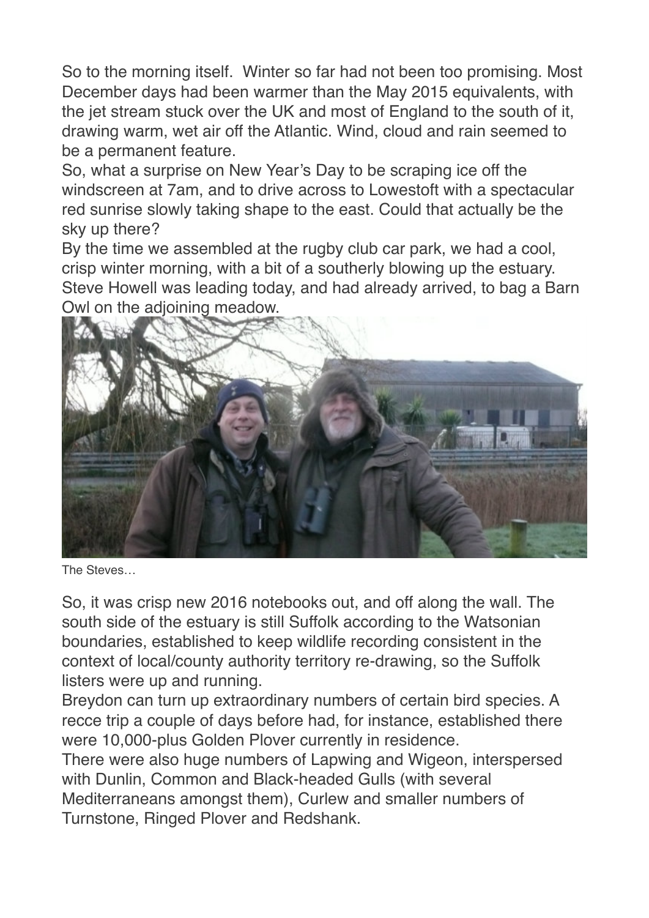So to the morning itself. Winter so far had not been too promising. Most December days had been warmer than the May 2015 equivalents, with the jet stream stuck over the UK and most of England to the south of it, drawing warm, wet air off the Atlantic. Wind, cloud and rain seemed to be a permanent feature.

So, what a surprise on New Year's Day to be scraping ice off the windscreen at 7am, and to drive across to Lowestoft with a spectacular red sunrise slowly taking shape to the east. Could that actually be the sky up there?

By the time we assembled at the rugby club car park, we had a cool, crisp winter morning, with a bit of a southerly blowing up the estuary. Steve Howell was leading today, and had already arrived, to bag a Barn Owl on the adjoining meadow.

The Steves…

So, it was crisp new 2016 notebooks out, and off along the wall. The south side of the estuary is still Suffolk according to the Watsonian boundaries, established to keep wildlife recording consistent in the context of local/county authority territory re-drawing, so the Suffolk listers were up and running.

Breydon can turn up extraordinary numbers of certain bird species. A recce trip a couple of days before had, for instance, established there were 10,000-plus Golden Plover currently in residence.

There were also huge numbers of Lapwing and Wigeon, interspersed with Dunlin, Common and Black-headed Gulls (with several Mediterraneans amongst them), Curlew and smaller numbers of Turnstone, Ringed Plover and Redshank.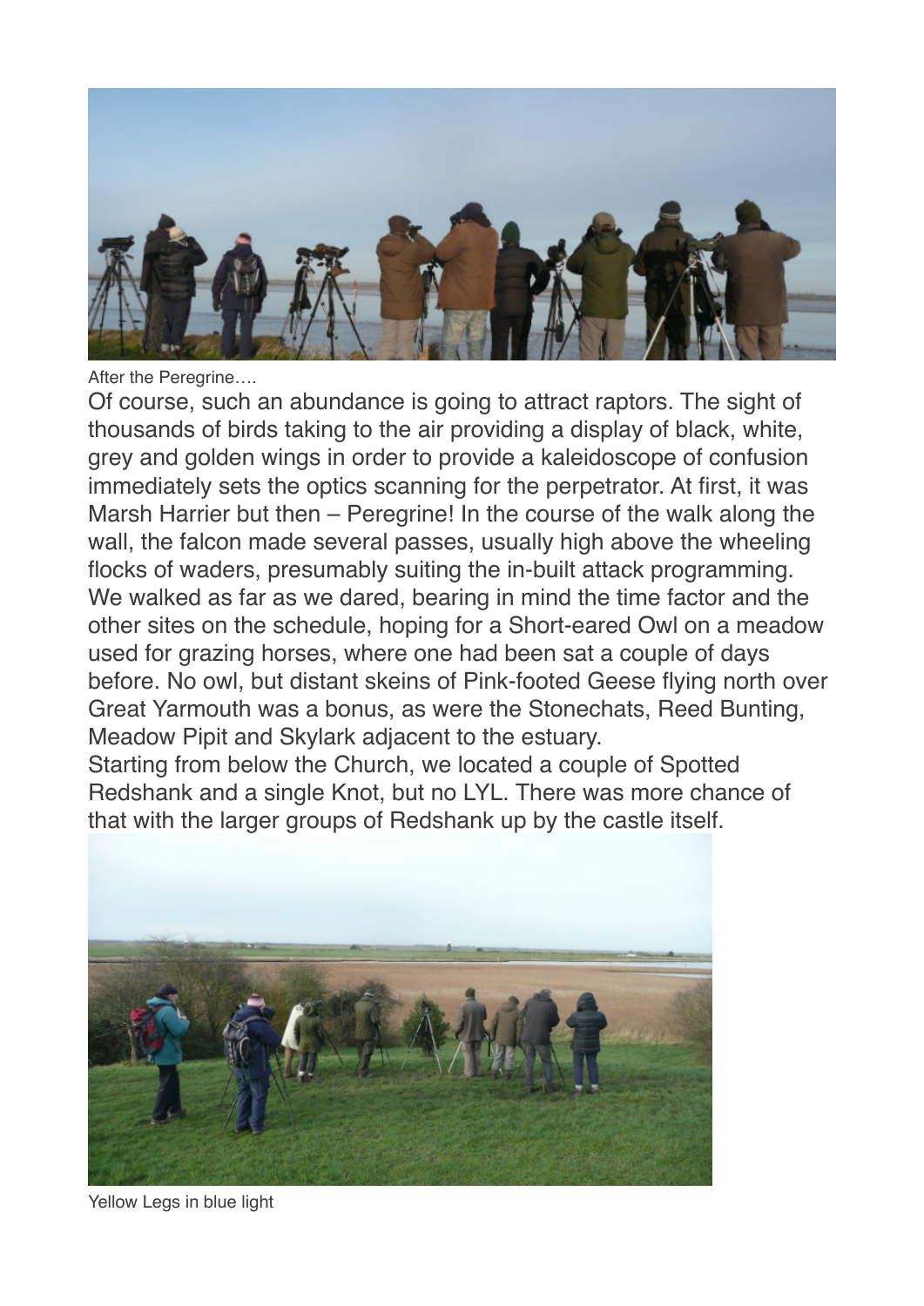After the Peregrine….

Of course, such an abundance is going to attract raptors. The sight of thousands of birds taking to the air providing a display of black, white, grey and golden wings in order to provide a kaleidoscope of confusion immediately sets the optics scanning for the perpetrator. At first, it was Marsh Harrier but then – Peregrine! In the course of the walk along the wall, the falcon made several passes, usually high above the wheeling flocks of waders, presumably suiting the in-built attack programming. We walked as far as we dared, bearing in mind the time factor and the other sites on the schedule, hoping for a Short-eared Owl on a meadow used for grazing horses, where one had been sat a couple of days before. No owl, but distant skeins of Pink-footed Geese flying north over Great Yarmouth was a bonus, as were the Stonechats, Reed Bunting, Meadow Pipit and Skylark adjacent to the estuary.

Starting from below the Church, we located a couple of Spotted Redshank and a single Knot, but no LYL. There was more chance of that with the larger groups of Redshank up by the castle itself.

Yellow Legs in blue light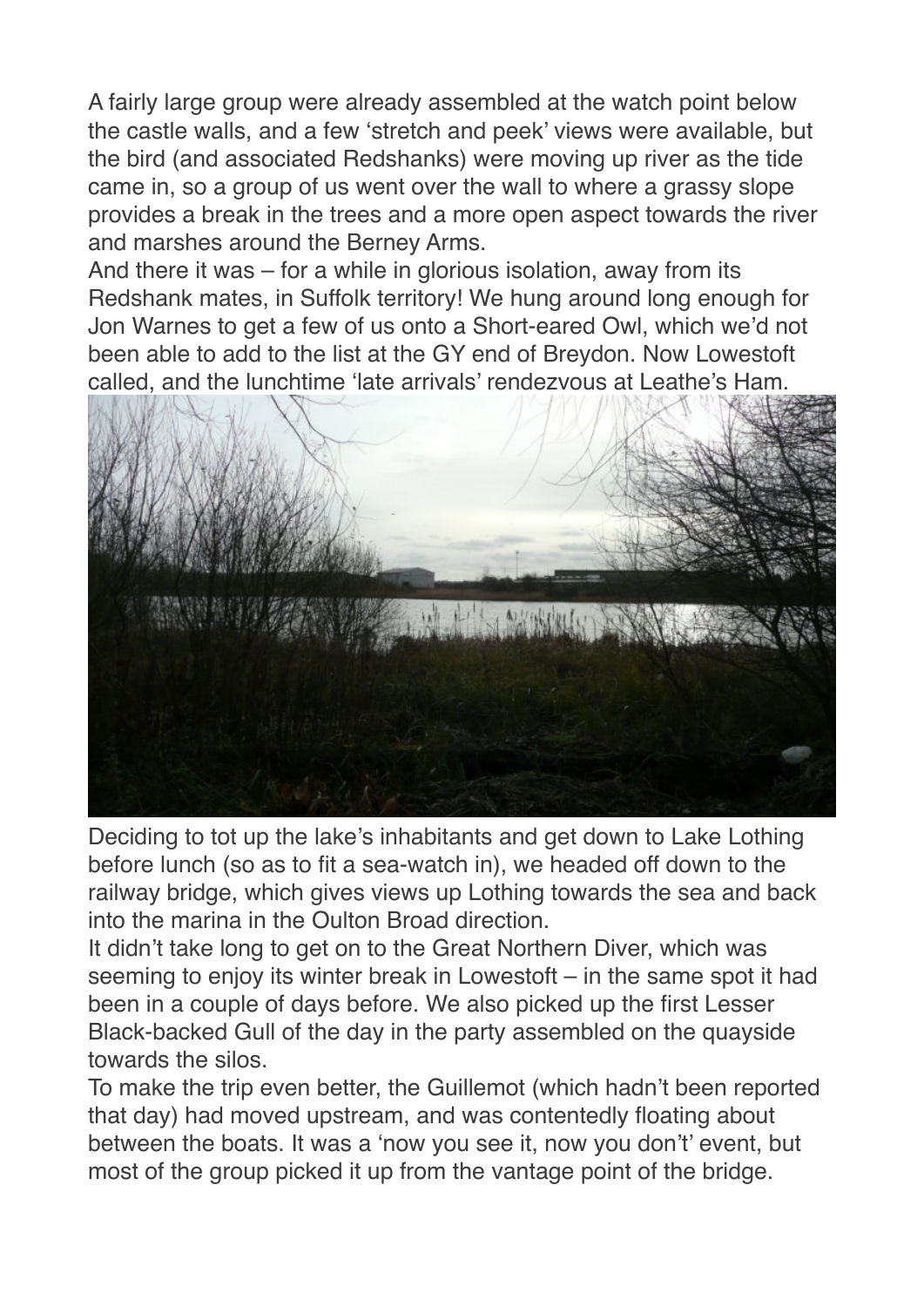A fairly large group were already assembled at the watch point below the castle walls, and a few 'stretch and peek' views were available, but the bird (and associated Redshanks) were moving up river as the tide came in, so a group of us went over the wall to where a grassy slope provides a break in the trees and a more open aspect towards the river and marshes around the Berney Arms.

And there it was – for a while in glorious isolation, away from its Redshank mates, in Suffolk territory! We hung around long enough for Jon Warnes to get a few of us onto a Short-eared Owl, which we'd not been able to add to the list at the GY end of Breydon. Now Lowestoft called, and the lunchtime 'late arrivals' rendezvous at Leathe's Ham.

Deciding to tot up the lake's inhabitants and get down to Lake Lothing before lunch (so as to fit a sea-watch in), we headed off down to the railway bridge, which gives views up Lothing towards the sea and back into the marina in the Oulton Broad direction.

It didn't take long to get on to the Great Northern Diver, which was seeming to enjoy its winter break in Lowestoft – in the same spot it had been in a couple of days before. We also picked up the first Lesser Black-backed Gull of the day in the party assembled on the quayside towards the silos.

To make the trip even better, the Guillemot (which hadn't been reported that day) had moved upstream, and was contentedly floating about between the boats. It was a 'now you see it, now you don't' event, but most of the group picked it up from the vantage point of the bridge.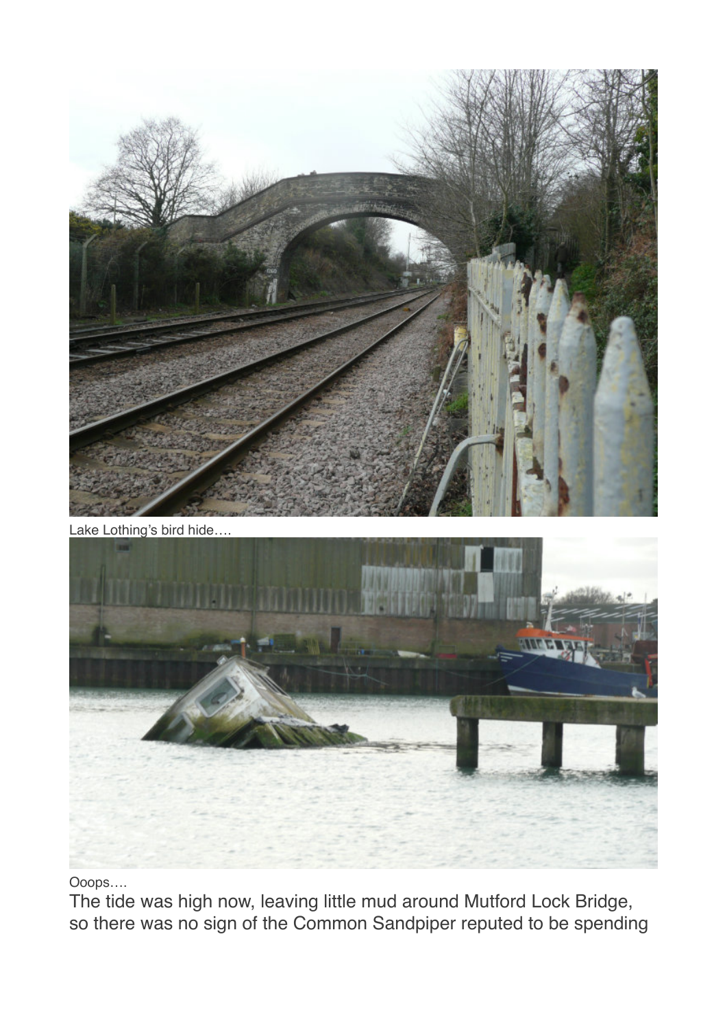Lake Lothing's bird hide….

Ooops….

The tide was high now, leaving little mud around Mutford Lock Bridge, so there was no sign of the Common Sandpiper reputed to be spending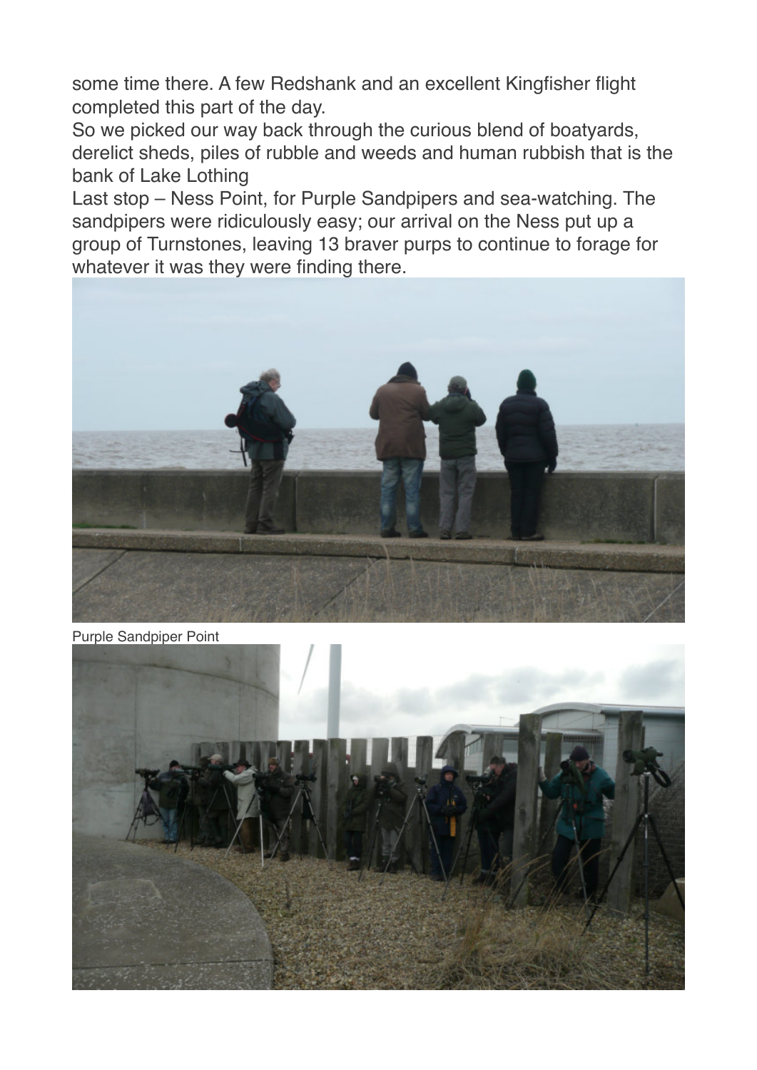some time there. A few Redshank and an excellent Kingfisher flight completed this part of the day.

So we picked our way back through the curious blend of boatyards, derelict sheds, piles of rubble and weeds and human rubbish that is the bank of Lake Lothing

Last stop – Ness Point, for Purple Sandpipers and sea-watching. The sandpipers were ridiculously easy; our arrival on the Ness put up a group of Turnstones, leaving 13 braver purps to continue to forage for whatever it was they were finding there.

Purple Sandpiper Point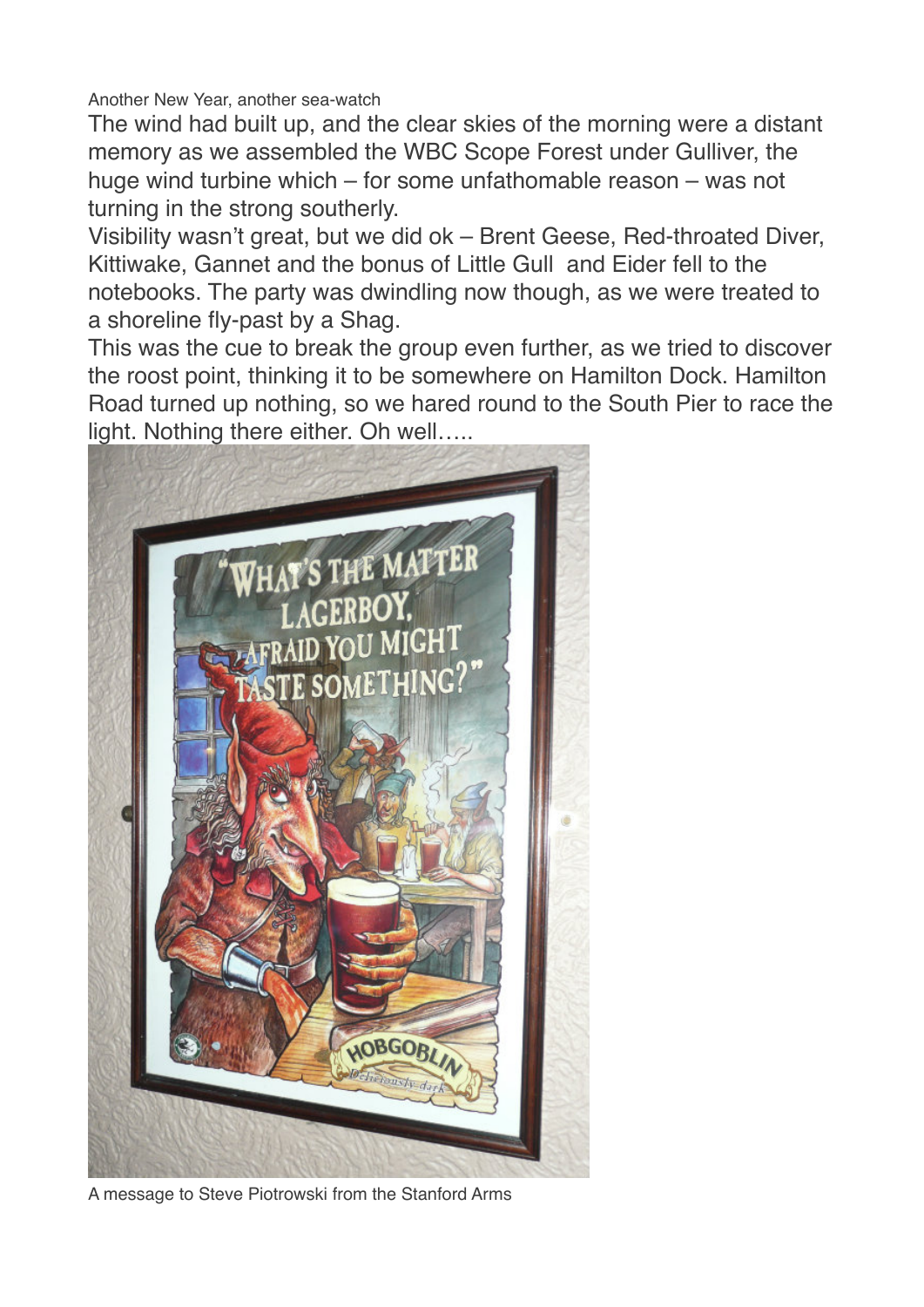Another New Year, another sea-watch

The wind had built up, and the clear skies of the morning were a distant memory as we assembled the WBC Scope Forest under Gulliver, the huge wind turbine which – for some unfathomable reason – was not turning in the strong southerly.

Visibility wasn't great, but we did ok – Brent Geese, Red-throated Diver, Kittiwake, Gannet and the bonus of Little Gull and Eider fell to the notebooks. The party was dwindling now though, as we were treated to a shoreline fly-past by a Shag.

This was the cue to break the group even further, as we tried to discover the roost point, thinking it to be somewhere on Hamilton Dock. Hamilton Road turned up nothing, so we hared round to the South Pier to race the light. Nothing there either. Oh well…..

A message to Steve Piotrowski from the Stanford Arms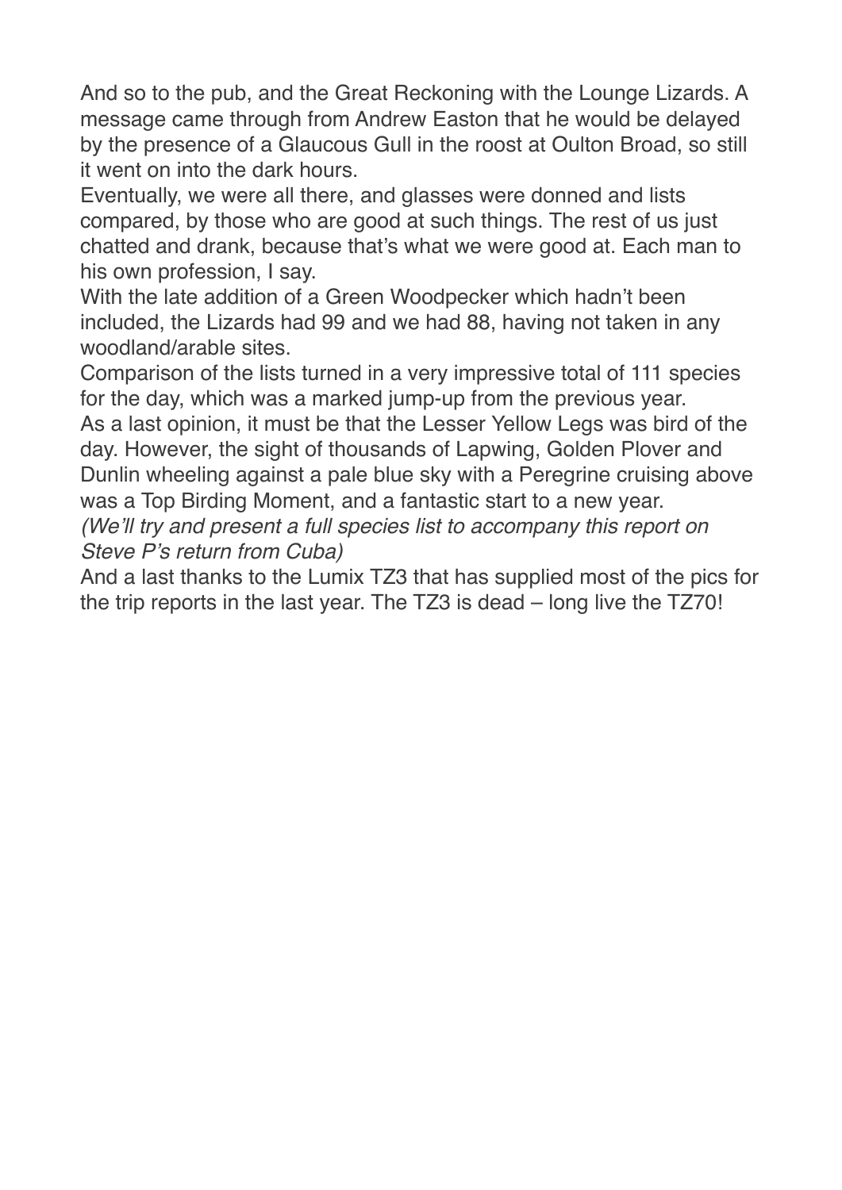And so to the pub, and the Great Reckoning with the Lounge Lizards. A message came through from Andrew Easton that he would be delayed by the presence of a Glaucous Gull in the roost at Oulton Broad, so still it went on into the dark hours.

Eventually, we were all there, and glasses were donned and lists compared, by those who are good at such things. The rest of us just chatted and drank, because that's what we were good at. Each man to his own profession, I say.

With the late addition of a Green Woodpecker which hadn't been included, the Lizards had 99 and we had 88, having not taken in any woodland/arable sites.

Comparison of the lists turned in a very impressive total of 111 species for the day, which was a marked jump-up from the previous year.

As a last opinion, it must be that the Lesser Yellow Legs was bird of the day. However, the sight of thousands of Lapwing, Golden Plover and Dunlin wheeling against a pale blue sky with a Peregrine cruising above was a Top Birding Moment, and a fantastic start to a new year.

*(We'll try and present a full species list to accompany this report on Steve P's return from Cuba)*

And a last thanks to the Lumix TZ3 that has supplied most of the pics for the trip reports in the last year. The TZ3 is dead – long live the TZ70!